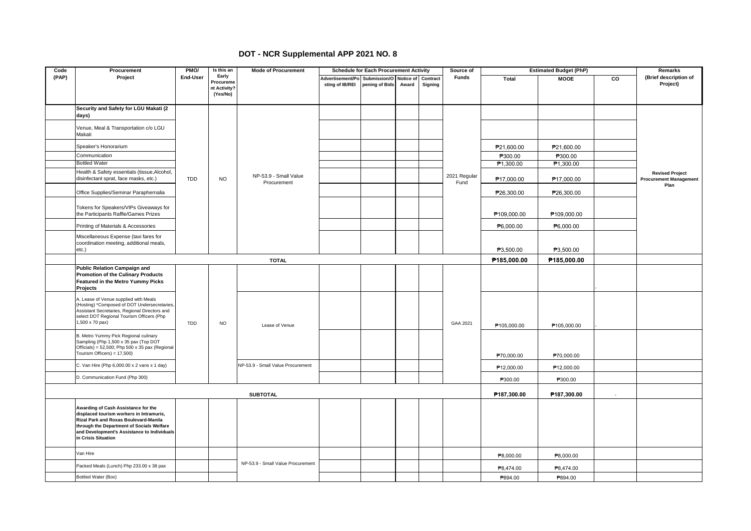# DOT - NCR Supplemental APP 2021 NO. 8

| Code (PAP) | Procurement Project | PMO/ End-User | Is this an Early Procurement Activity? (Yes/No) | Mode of Procurement | Schedule for Each Procurement Activity | | | | Source of Funds | Estimated Budget (PhP) | | | Remarks (Brief description of Project) |
|---|---|---|---|---|---|---|---|---|---|---|---|---|---|
| | | | | | Advertisement/Posting of IB/REI | Submission/Opening of Bids | Notice of Award | Contract Signing | | Total | MOOE | CO | |
| | **Security and Safety for LGU Makati (2 days)** | TDD | NO | NP-53.9 - Small Value Procurement | | | | | 2021 Regular Fund | | | | Revised Project Procurement Management Plan |
| | Venue, Meal & Transportation c/o LGU Makati | | | | | | | | | | | | |
| | Speaker's Honorarium | | | | | | | | | ₱21,600.00 | ₱21,600.00 | | |
| | Communication | | | | | | | | | ₱300.00 | ₱300.00 | | |
| | Bottled Water | | | | | | | | | ₱1,300.00 | ₱1,300.00 | | |
| | Health & Safety essentials (tissue,Alcohol, disinfectant sprat, face masks, etc.) | | | | | | | | | ₱17,000.00 | ₱17,000.00 | | |
| | Office Supplies/Seminar Paraphernalia | | | | | | | | | ₱26,300.00 | ₱26,300.00 | | |
| | Tokens for Speakers/VIPs Giveaways for the Participants Raffle/Games Prizes | | | | | | | | | ₱109,000.00 | ₱109,000.00 | | |
| | Printing of Materials & Accessories | | | | | | | | | ₱6,000.00 | ₱6,000.00 | | |
| | Miscellaneous Expense (taxi fares for coordination meeting, additional meals, etc.) | | | | | | | | | ₱3,500.00 | ₱3,500.00 | | |
| | **TOTAL** | | | | | | | | | **₱185,000.00** | **₱185,000.00** | | |
| | **Public Relation Campaign and Promotion of the Culinary Products Featured in the Metro Yummy Picks Projects** | TDD | NO | | | | | | GAA 2021 | | | - | |
| | A. Lease of Venue supplied with Meals (Hosting) *Composed of DOT Undersecretaries, Assistant Secretaries, Regional Directors and select DOT Regional Tourism Officers (Php 1,500 x 70 pax) | | | Lease of Venue | | | | | | ₱105,000.00 | ₱105,000.00 | - | |
| | B. Metro Yummy Pick Regional culinary Sampling (Php 1,500 x 35 pax (Top DOT Officials) = 52,500; Php 500 x 35 pax (Regional Tourism Officers) = 17,500) | | | | | | | | | ₱70,000.00 | ₱70,000.00 | | |
| | C. Van Hire (Php 6,000.00 x 2 vans x 1 day) | | | NP-53.9 - Small Value Procurement | | | | | | ₱12,000.00 | ₱12,000.00 | | |
| | D. Communication Fund (Php 300) | | | | | | | | | ₱300.00 | ₱300.00 | | |
| | **SUBTOTAL** | | | | | | | | | **₱187,300.00** | **₱187,300.00** | - | |
| | **Awarding of Cash Assistance for the displaced tourism workers in Intramuris, Rizal Park and Roxas Boulevard-Manila through the Department of Socials Welfare and Development's Assistance to Individuals in Crisis Situation** | | | | | | | | | | | | |
| | Van Hire | | | NP-53.9 - Small Value Procurement | | | | | | ₱8,000.00 | ₱8,000.00 | | |
| | Packed Meals (Lunch) Php 233.00 x 38 pax | | | | | | | | | ₱8,474.00 | ₱8,474.00 | | |
| | Bottled Water (Box) | | | | | | | | | ₱894.00 | ₱894.00 | | |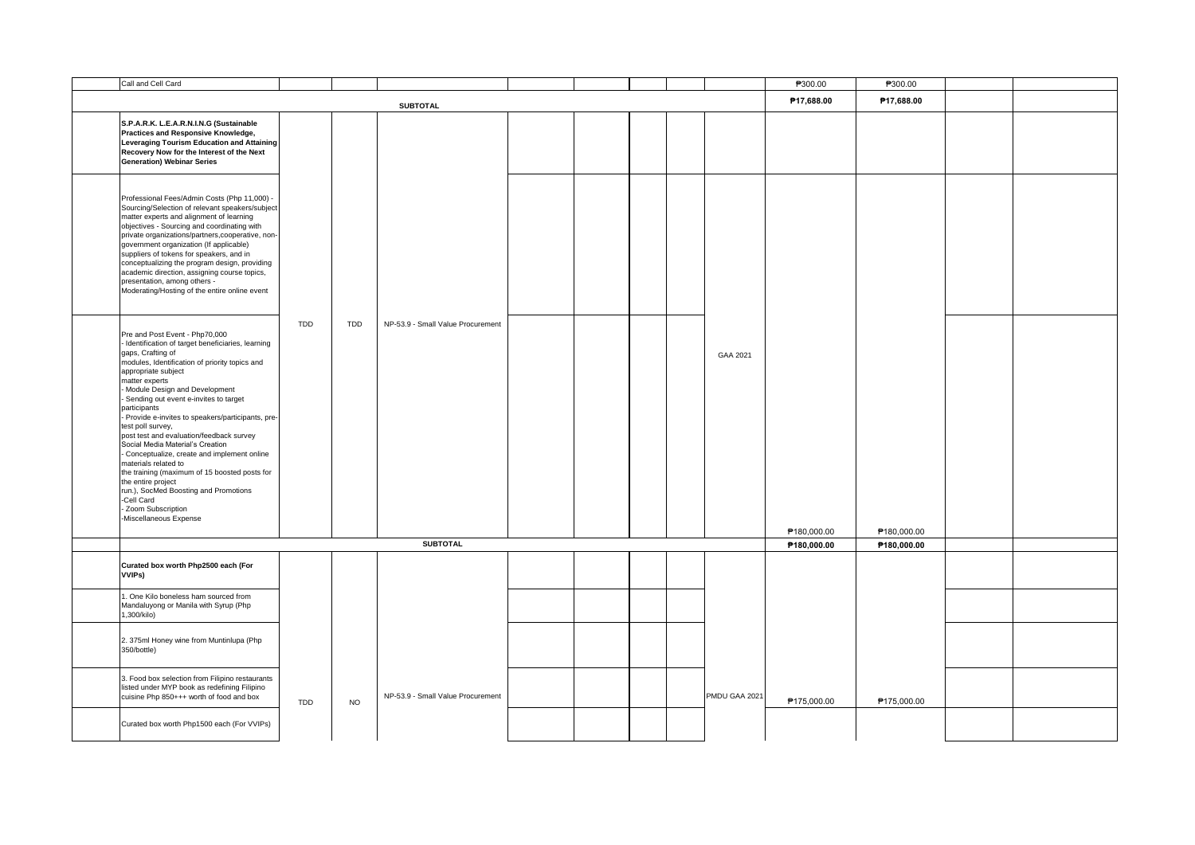| | | | | | | | | | | | | |
|---|---|---|---|---|---|---|---|---|---|---|---|---|
| | Call and Cell Card | | | | | | | | | ₱300.00 | ₱300.00 | | |
| | | | | **SUBTOTAL** | | | | | | **₱17,688.00** | **₱17,688.00** | | |
| | **S.P.A.R.K. L.E.A.R.N.I.N.G (Sustainable Practices and Responsive Knowledge, Leveraging Tourism Education and Attaining Recovery Now for the Interest of the Next Generation) Webinar Series** | | | | | | | | | | | | |
| | Professional Fees/Admin Costs (Php 11,000) - Sourcing/Selection of relevant speakers/subject matter experts and alignment of learning objectives - Sourcing and coordinating with private organizations/partners,cooperative, non-government organization (If applicable) suppliers of tokens for speakers, and in conceptualizing the program design, providing academic direction, assigning course topics, presentation, among others - Moderating/Hosting of the entire online event | TDD | TDD | NP-53.9 - Small Value Procurement | | | | | GAA 2021 | | | | |
| | Pre and Post Event - Php70,000<br>- Identification of target beneficiaries, learning gaps, Crafting of modules, Identification of priority topics and appropriate subject matter experts<br>- Module Design and Development<br>- Sending out event e-invites to target participants<br>- Provide e-invites to speakers/participants, pre-test poll survey, post test and evaluation/feedback survey<br>Social Media Material's Creation<br>- Conceptualize, create and implement online materials related to the training (maximum of 15 boosted posts for the entire project run.), SocMed Boosting and Promotions<br>-Cell Card<br>- Zoom Subscription<br>-Miscellaneous Expense | | | | | | | | | ₱180,000.00 | ₱180,000.00 | | |
| | | | | **SUBTOTAL** | | | | | | **₱180,000.00** | **₱180,000.00** | | |
| | **Curated box worth Php2500 each (For VVIPs)** | | | | | | | | | | | | |
| | 1. One Kilo boneless ham sourced from Mandaluyong or Manila with Syrup (Php 1,300/kilo) | | | | | | | | | | | | |
| | 2. 375ml Honey wine from Muntinlupa (Php 350/bottle) | | | | | | | | | | | | |
| | 3. Food box selection from Filipino restaurants listed under MYP book as redefining Filipino cuisine Php 850+++ worth of food and box | TDD | NO | NP-53.9 - Small Value Procurement | | | | | PMDU GAA 2021 | ₱175,000.00 | ₱175,000.00 | | |
| | Curated box worth Php1500 each (For VVIPs) | | | | | | | | | | | | |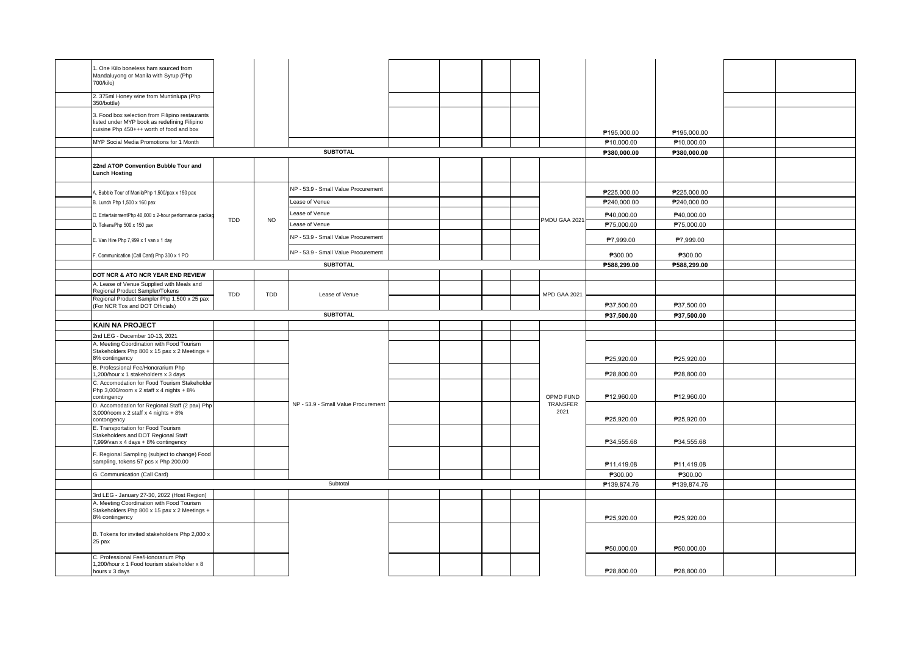| | | | | | | | | | | | | |
|---|---|---|---|---|---|---|---|---|---|---|---|---|
| | 1. One Kilo boneless ham sourced from Mandaluyong or Manila with Syrup (Php 700/kilo) | | | | | | | | | | | |
| | 2. 375ml Honey wine from Muntinlupa (Php 350/bottle) | | | | | | | | | | | |
| | 3. Food box selection from Filipino restaurants listed under MYP book as redefining Filipino cuisine Php 450+++ worth of food and box | | | | | | | | ₱195,000.00 | ₱195,000.00 | | |
| | MYP Social Media Promotions for 1 Month | | | | | | | | ₱10,000.00 | ₱10,000.00 | | |
| | | | | **SUBTOTAL** | | | | | **₱380,000.00** | **₱380,000.00** | | |
| | **22nd ATOP Convention Bubble Tour and Lunch Hosting** | | | | | | | | | | | |
| | A. Bubble Tour of ManilaPhp 1,500/pax x 150 pax | TDD | NO | NP - 53.9 - Small Value Procurement | | | | PMDU GAA 2021 | ₱225,000.00 | ₱225,000.00 | | |
| | B. Lunch Php 1,500 x 160 pax | | | Lease of Venue | | | | | ₱240,000.00 | ₱240,000.00 | | |
| | C. EntertainmentPhp 40,000 x 2-hour performance packag | | | Lease of Venue | | | | | ₱40,000.00 | ₱40,000.00 | | |
| | D. TokensPhp 500 x 150 pax | | | Lease of Venue | | | | | ₱75,000.00 | ₱75,000.00 | | |
| | E. Van Hire Php 7,999 x 1 van x 1 day | | | NP - 53.9 - Small Value Procurement | | | | | ₱7,999.00 | ₱7,999.00 | | |
| | F. Communication (Call Card) Php 300 x 1 PO | | | NP - 53.9 - Small Value Procurement | | | | | ₱300.00 | ₱300.00 | | |
| | | | | **SUBTOTAL** | | | | | **₱588,299.00** | **₱588,299.00** | | |
| | **DOT NCR & ATO NCR YEAR END REVIEW** | | | | | | | | | | | |
| | A. Lease of Venue Supplied with Meals and Regional Product Sampler/Tokens | TDD | TDD | Lease of Venue | | | | MPD GAA 2021 | | | | |
| | Regional Product Sampler Php 1,500 x 25 pax (For NCR Tos and DOT Officials) | | | | | | | | ₱37,500.00 | ₱37,500.00 | | |
| | | | | **SUBTOTAL** | | | | | **₱37,500.00** | **₱37,500.00** | | |
| | **KAIN NA PROJECT** | | | | | | | | | | | |
| | 2nd LEG - December 10-13, 2021 | | | | | | | | | | | |
| | A. Meeting Coordination with Food Tourism Stakeholders Php 800 x 15 pax x 2 Meetings + 8% contingency | | | NP - 53.9 - Small Value Procurement | | | | OPMD FUND TRANSFER 2021 | ₱25,920.00 | ₱25,920.00 | | |
| | B. Professional Fee/Honorarium Php 1,200/hour x 1 stakeholders x 3 days | | | | | | | | ₱28,800.00 | ₱28,800.00 | | |
| | C. Accomodation for Food Tourism Stakeholder Php 3,000/room x 2 staff x 4 nights + 8% contingency | | | | | | | | ₱12,960.00 | ₱12,960.00 | | |
| | D. Accomodation for Regional Staff (2 pax) Php 3,000/room x 2 staff x 4 nights + 8% contongency | | | | | | | | ₱25,920.00 | ₱25,920.00 | | |
| | E. Transportation for Food Tourism Stakeholders and DOT Regional Staff 7,999/van x 4 days + 8% contingency | | | | | | | | ₱34,555.68 | ₱34,555.68 | | |
| | F. Regional Sampling (subject to change) Food sampling, tokens 57 pcs x Php 200.00 | | | | | | | | ₱11,419.08 | ₱11,419.08 | | |
| | G. Communication (Call Card) | | | | | | | | ₱300.00 | ₱300.00 | | |
| | | | | Subtotal | | | | | ₱139,874.76 | ₱139,874.76 | | |
| | 3rd LEG - January 27-30, 2022 (Host Region) | | | | | | | | | | | |
| | A. Meeting Coordination with Food Tourism Stakeholders Php 800 x 15 pax x 2 Meetings + 8% contingency | | | | | | | | ₱25,920.00 | ₱25,920.00 | | |
| | B. Tokens for invited stakeholders Php 2,000 x 25 pax | | | | | | | | ₱50,000.00 | ₱50,000.00 | | |
| | C. Professional Fee/Honorarium Php 1,200/hour x 1 Food tourism stakeholder x 8 hours x 3 days | | | | | | | | ₱28,800.00 | ₱28,800.00 | | |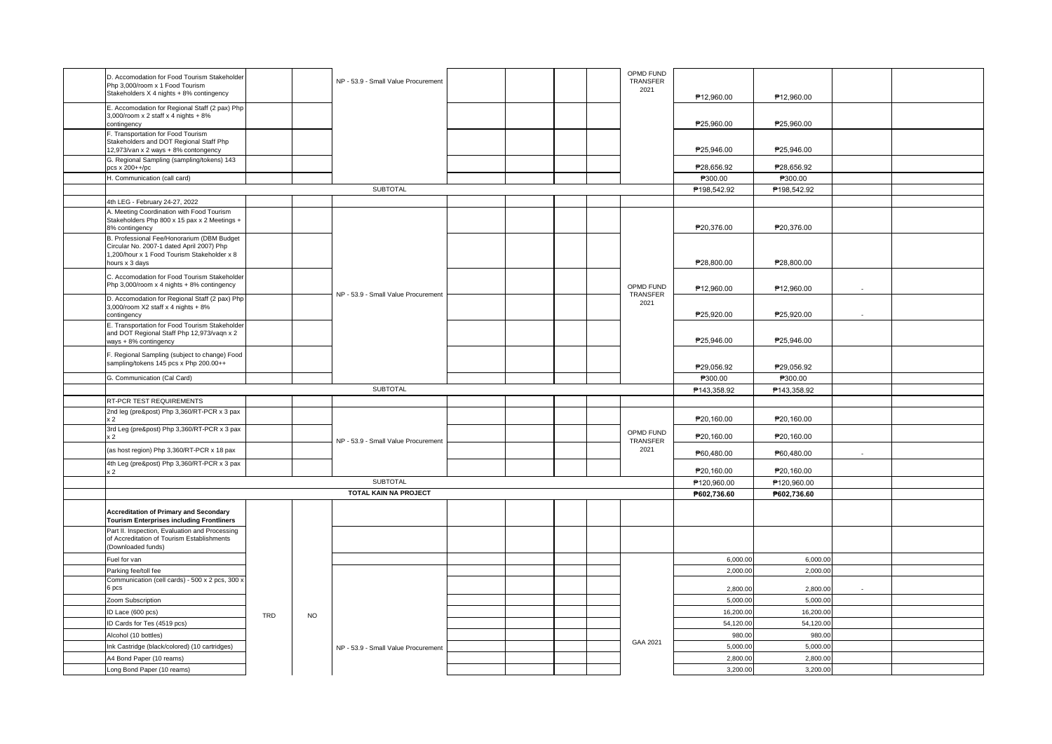| | | | | | | | | | | | | |
|---|---|---|---|---|---|---|---|---|---|---|---|---|
| | D. Accomodation for Food Tourism Stakeholder Php 3,000/room x 1 Food Tourism Stakeholders X 4 nights + 8% contingency | | | NP - 53.9 - Small Value Procurement | | | | | OPMD FUND TRANSFER 2021 | ₱12,960.00 | ₱12,960.00 | | |
| | E. Accomodation for Regional Staff (2 pax) Php 3,000/room x 2 staff x 4 nights + 8% contingency | | | | | | | | | ₱25,960.00 | ₱25,960.00 | | |
| | F. Transportation for Food Tourism Stakeholders and DOT Regional Staff Php 12,973/van x 2 ways + 8% contongency | | | | | | | | | ₱25,946.00 | ₱25,946.00 | | |
| | G. Regional Sampling (sampling/tokens) 143 pcs x 200++/pc | | | | | | | | | ₱28,656.92 | ₱28,656.92 | | |
| | H. Communication (call card) | | | | | | | | | ₱300.00 | ₱300.00 | | |
| | | | | SUBTOTAL | | | | | | ₱198,542.92 | ₱198,542.92 | | |
| | 4th LEG - February 24-27, 2022 | | | | | | | | | | | | |
| | A. Meeting Coordination with Food Tourism Stakeholders Php 800 x 15 pax x 2 Meetings + 8% contingency | | | NP - 53.9 - Small Value Procurement | | | | | OPMD FUND TRANSFER 2021 | ₱20,376.00 | ₱20,376.00 | | |
| | B. Professional Fee/Honorarium (DBM Budget Circular No. 2007-1 dated April 2007) Php 1,200/hour x 1 Food Tourism Stakeholder x 8 hours x 3 days | | | | | | | | | ₱28,800.00 | ₱28,800.00 | | |
| | C. Accomodation for Food Tourism Stakeholder Php 3,000/room x 4 nights + 8% contingency | | | | | | | | | ₱12,960.00 | ₱12,960.00 | - | |
| | D. Accomodation for Regional Staff (2 pax) Php 3,000/room X2 staff x 4 nights + 8% contingency | | | | | | | | | ₱25,920.00 | ₱25,920.00 | - | |
| | E. Transportation for Food Tourism Stakeholder and DOT Regional Staff Php 12,973/vaqn x 2 ways + 8% contingency | | | | | | | | | ₱25,946.00 | ₱25,946.00 | | |
| | F. Regional Sampling (subject to change) Food sampling/tokens 145 pcs x Php 200.00++ | | | | | | | | | ₱29,056.92 | ₱29,056.92 | | |
| | G. Communication (Cal Card) | | | | | | | | | ₱300.00 | ₱300.00 | | |
| | | | | SUBTOTAL | | | | | | ₱143,358.92 | ₱143,358.92 | | |
| | RT-PCR TEST REQUIREMENTS | | | | | | | | | | | | |
| | 2nd leg (pre&post) Php 3,360/RT-PCR x 3 pax x 2 | | | NP - 53.9 - Small Value Procurement | | | | | OPMD FUND TRANSFER 2021 | ₱20,160.00 | ₱20,160.00 | | |
| | 3rd Leg (pre&post) Php 3,360/RT-PCR x 3 pax x 2 | | | | | | | | | ₱20,160.00 | ₱20,160.00 | | |
| | (as host region) Php 3,360/RT-PCR x 18 pax | | | | | | | | | ₱60,480.00 | ₱60,480.00 | - | |
| | 4th Leg (pre&post) Php 3,360/RT-PCR x 3 pax x 2 | | | | | | | | | ₱20,160.00 | ₱20,160.00 | | |
| | | | | SUBTOTAL | | | | | | ₱120,960.00 | ₱120,960.00 | | |
| | | | | **TOTAL KAIN NA PROJECT** | | | | | | **₱602,736.60** | **₱602,736.60** | | |
| | **Accreditation of Primary and Secondary Tourism Enterprises including Frontliners** | TRD | NO | | | | | | | | | | |
| | Part II. Inspection, Evaluation and Processing of Accreditation of Tourism Establishments (Downloaded funds) | | | | | | | | | | | | |
| | Fuel for van | | | | | | | | GAA 2021 | 6,000.00 | 6,000.00 | | |
| | Parking fee/toll fee | | | NP - 53.9 - Small Value Procurement | | | | | | 2,000.00 | 2,000.00 | | |
| | Communication (cell cards) - 500 x 2 pcs, 300 x 6 pcs | | | | | | | | | 2,800.00 | 2,800.00 | - | |
| | Zoom Subscription | | | | | | | | | 5,000.00 | 5,000.00 | | |
| | ID Lace (600 pcs) | | | | | | | | | 16,200.00 | 16,200.00 | | |
| | ID Cards for Tes (4519 pcs) | | | | | | | | | 54,120.00 | 54,120.00 | | |
| | Alcohol (10 bottles) | | | | | | | | | 980.00 | 980.00 | | |
| | Ink Castridge (black/colored) (10 cartridges) | | | | | | | | | 5,000.00 | 5,000.00 | | |
| | A4 Bond Paper (10 reams) | | | | | | | | | 2,800.00 | 2,800.00 | | |
| | Long Bond Paper (10 reams) | | | | | | | | | 3,200.00 | 3,200.00 | | |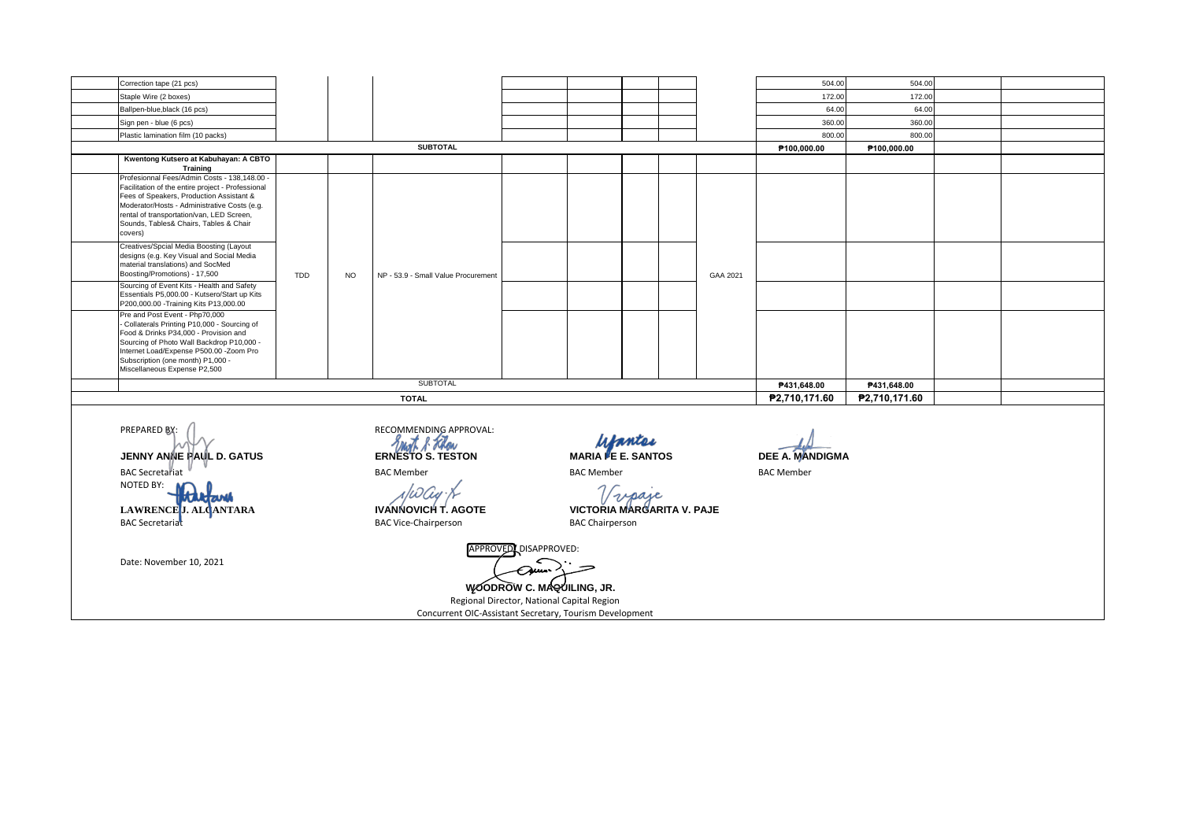| | | | | | | | | | | | | |
|---|---|---|---|---|---|---|---|---|---|---|---|---|
| Correction tape (21 pcs) | | | | | | | | | 504.00 | 504.00 | | |
| Staple Wire (2 boxes) | | | | | | | | | 172.00 | 172.00 | | |
| Ballpen-blue,black (16 pcs) | | | | | | | | | 64.00 | 64.00 | | |
| Sign pen - blue (6 pcs) | | | | | | | | | 360.00 | 360.00 | | |
| Plastic lamination film (10 packs) | | | | | | | | | 800.00 | 800.00 | | |
| | | | SUBTOTAL | | | | | | ₱100,000.00 | ₱100,000.00 | | |
| **Kwentong Kutsero at Kabuhayan: A CBTO Training** | | | | | | | | | | | | |
| Profesionnal Fees/Admin Costs - 138,148.00 - Facilitation of the entire project - Professional Fees of Speakers, Production Assistant & Moderator/Hosts - Administrative Costs (e.g. rental of transportation/van, LED Screen, Sounds, Tables& Chairs, Tables & Chair covers) | | | | | | | | | | | | |
| Creatives/Spcial Media Boosting (Layout designs (e.g. Key Visual and Social Media material translations) and SocMed Boosting/Promotions) - 17,500 | TDD | NO | NP - 53.9 - Small Value Procurement | | | | | GAA 2021 | | | | |
| Sourcing of Event Kits - Health and Safety Essentials P5,000.00 - Kutsero/Start up Kits P200,000.00 -Training Kits P13,000.00 | | | | | | | | | | | | |
| Pre and Post Event - Php70,000 - Collaterals Printing P10,000 - Sourcing of Food & Drinks P34,000 - Provision and Sourcing of Photo Wall Backdrop P10,000 - Internet Load/Expense P500.00 -Zoom Pro Subscription (one month) P1,000 - Miscellaneous Expense P2,500 | | | | | | | | | | | | |
| | | | SUBTOTAL | | | | | | ₱431,648.00 | ₱431,648.00 | | |
| | | | **TOTAL** | | | | | | **₱2,710,171.60** | **₱2,710,171.60** | | |

PREPARED BY:

**JENNY ANNE PAUL D. GATUS**
BAC Secretariat

NOTED BY:

**LAWRENCE J. ALCANTARA**
BAC Secretariat

RECOMMENDING APPROVAL:

**ERNESTO S. TESTON**
BAC Member

**MARIA FE E. SANTOS**
BAC Member

**DEE A. MANDIGMA**
BAC Member

**IVANNOVICH T. AGOTE**
BAC Vice-Chairperson

**VICTORIA MARGARITA V. PAJE**
BAC Chairperson

Date: November 10, 2021

APPROVED/ DISAPPROVED:

**WOODROW C. MAQUILING, JR.**
Regional Director, National Capital Region
Concurrent OIC-Assistant Secretary, Tourism Development